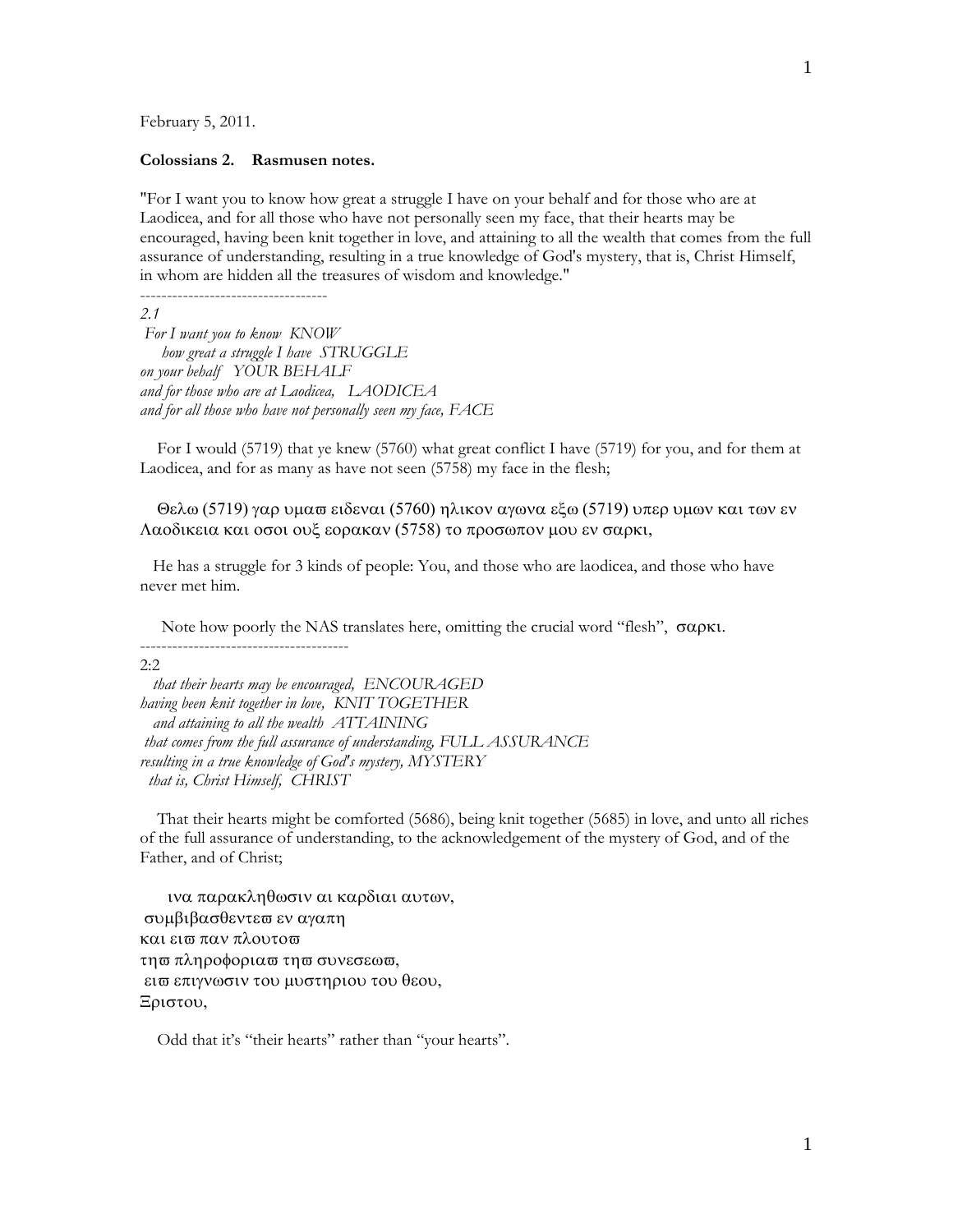February 5, 2011.

**Colossians 2. Rasmusen notes.**

"For I want you to know how great a struggle I have on your behalf and for those who are at Laodicea, and for all those who have not personally seen my face, that their hearts may be encouraged, having been knit together in love, and attaining to all the wealth that comes from the full assurance of understanding, resulting in a true knowledge of God's mistery, that is, Christ Himself, in whom are hidden all the treasures of wisdom and knowledge."

-----------------------------------

*2.1*

*For I want you to know* *KNOW*
*how great a struggle I have* *STRUGGLE*
*on your behalf* *YOUR BEHALF*
*and for those who are at Laodicea,* *LAODICEA*
*and for all those who have not personally seen my face,* *FACE*

For I would (5719) that ye knew (5760) what great conflict I have (5719) for you, and for them at Laodicea, and for as many as have not seen (5758) my face in the flesh;

Θελω (5719) γαρ υμαϖ ειδεναι (5760) ηλικον αγωνα εξω (5719) υπερ υμων και των εν Λαοδικεια και οσοι ουξ εορακαν (5758) το προσωπον μου εν σαρκι,

He has a struggle for 3 kinds of people: You, and those who are laodicea, and those who have never met him.

Note how poorly the NAS translates here, omitting the crucial word "flesh", σαρκι.

---------------------------------------

2:2

*that their hearts may be encouraged,* *ENCOURAGED*
*having been knit together in love,* *KNIT TOGETHER*
*and attaining to all the wealth* *ATTAINING*
*that comes from the full assurance of understanding,* *FULL ASSURANCE*
*resulting in a true knowledge of God's mystery,* *MYSTERY*
*that is, Christ Himself,* *CHRIST*

That their hearts might be comforted (5686), being knit together (5685) in love, and unto all riches of the full assurance of understanding, to the acknowledgement of the mystery of God, and of the Father, and of Christ;

ινα παρακληθωσιν αι καρδιαι αυτων,
συμβιβασθεντεϖ εν αγαπη
και ειϖ παν πλουτοϖ
τηϖ πληροφοριαϖ τηϖ συνεσεωϖ,
ειϖ επιγνωσιν του μυστηριου του θεου,
Ξριστου,

Odd that it's "their hearts" rather than "your hearts".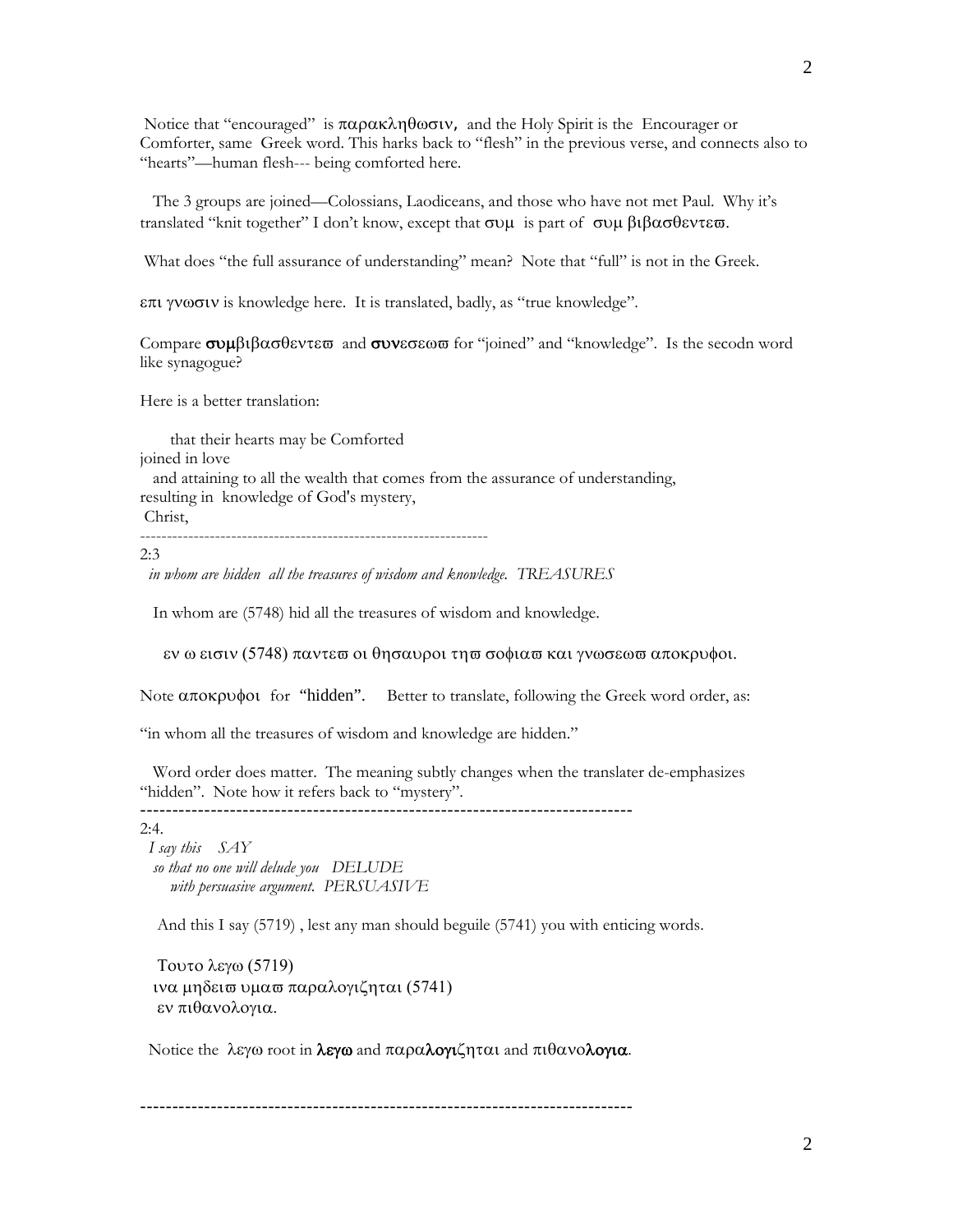Notice that "encouraged" is παρακληθωσιν, and the Holy Spirit is the Encourager or Comforter, same Greek word. This harks back to "flesh" in the previous verse, and connects also to "hearts"—human flesh--- being comforted here.

The 3 groups are joined—Colossians, Laodiceans, and those who have not met Paul. Why it's translated "knit together" I don't know, except that συμ is part of συμ βιβασθεντεϖ.

What does "the full assurance of understanding" mean? Note that "full" is not in the Greek.

επι γνωσιν is knowledge here. It is translated, badly, as "true knowledge".

Compare **συμ**βιβασθεντεϖ and **συν**εσεωϖ for "joined" and "knowledge". Is the secodn word like synagogue?

Here is a better translation:

that their hearts may be Comforted
joined in love
and attaining to all the wealth that comes from the assurance of understanding,
resulting in knowledge of God's mystery,
Christ,

---

2:3

*in whom are hidden all the treasures of wisdom and knowledge. TREASURES*

In whom are (5748) hid all the treasures of wisdom and knowledge.

εν ω εισιν (5748) παντεϖ οι θησαυροι τηϖ σοφιαϖ και γνωσεωϖ αποκρυφοι.

Note αποκρυφοι for "hidden". Better to translate, following the Greek word order, as:

"in whom all the treasures of wisdom and knowledge are hidden."

Word order does matter. The meaning subtly changes when the translater de-emphasizes "hidden". Note how it refers back to "mystery".

---

2:4.

*I say this SAY*
*so that no one will delude you DELUDE*
*with persuasive argument. PERSUASIVE*

And this I say (5719) , lest any man should beguile (5741) you with enticing words.

Τουτο λεγω (5719)
ινα μηδειϖ υμαϖ παραλογιζηται (5741)
εν πιθανολογια.

Notice the λεγω root in **λεγω** and παρα**λογι**ζηται and πιθανο**λογια**.

---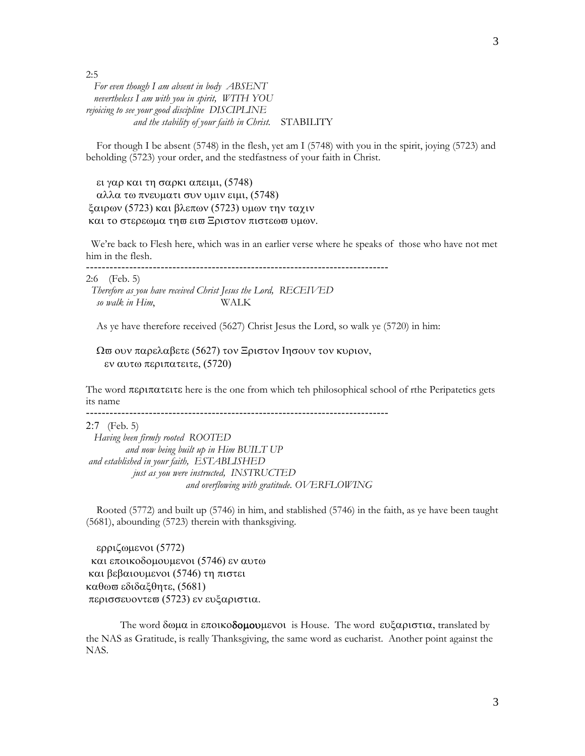2:5

*For even though I am absent in body ABSENT*
*nevertheless I am with you in spirit, WITH YOU*
*rejoicing to see your good discipline DISCIPLINE*
*and the stability of your faith in Christ.* STABILITY

For though I be absent (5748) in the flesh, yet am I (5748) with you in the spirit, joying (5723) and beholding (5723) your order, and the stedfastness of your faith in Christ.

ει γαρ και τη σαρκι απειμι, (5748)
αλλα τω πνευματι συν υμιν ειμι, (5748)
ξαιρων (5723) και βλεπων (5723) υμων την ταχιν
και το στερεωμα τηϖ ειϖ Ξριστον πιστεωϖ υμων.

We're back to Flesh here, which was in an earlier verse where he speaks of those who have not met him in the flesh.

-----------------------------------------------------------------------------

2:6 (Feb. 5)

*Therefore as you have received Christ Jesus the Lord, RECEIVED*
*so walk in Him,* WALK

As ye have therefore received (5627) Christ Jesus the Lord, so walk ye (5720) in him:

Ωϖ ουν παρελαβετε (5627) τον Ξριστον Ιησουν τον κυριον,
εν αυτω περιπατειτε, (5720)

The word περιπατειτε here is the one from which teh philosophical school of rthe Peripatetics gets its name

-----------------------------------------------------------------------------

2:7 (Feb. 5)

*Having been firmly rooted ROOTED*
*and now being built up in Him BUILT UP*
*and established in your faith, ESTABLISHED*
*just as you were instructed, INSTRUCTED*
*and overflowing with gratitude. OVERFLOWING*

Rooted (5772) and built up (5746) in him, and stablished (5746) in the faith, as ye have been taught (5681), abounding (5723) therein with thanksgiving.

ερριζωμενοι (5772)
και εποικοδομουμενοι (5746) εν αυτω
και βεβαιουμενοι (5746) τη πιστει
καθωϖ εδιδαξθητε, (5681)
περισσευοντεϖ (5723) εν ευξαριστια.

The word δωμα in εποικο**δομου**μενοι is House. The word ευξαριστια, translated by the NAS as Gratitude, is really Thanksgiving, the same word as eucharist. Another point against the NAS.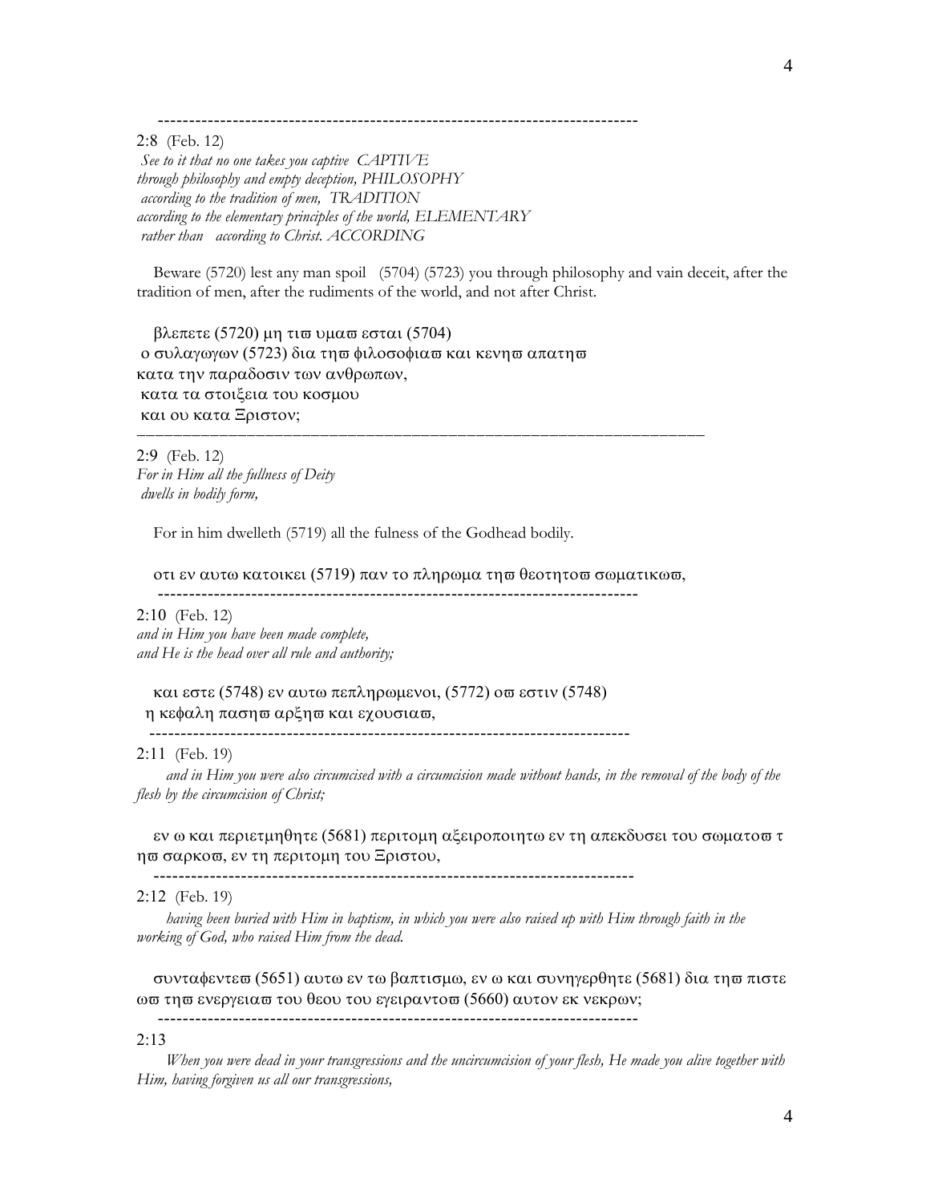---

2:8 (Feb. 12)
*See to it that no one takes you captive* CAPTIVE
*through philosophy and empty deception,* PHILOSOPHY
*according to the tradition of men,* TRADITION
*according to the elementary principles of the world,* ELEMENTARY
*rather than according to Christ.* ACCORDING

Beware (5720) lest any man spoil (5704) (5723) you through philosophy and vain deceit, after the tradition of men, after the rudiments of the world, and not after Christ.

βλεπετε (5720) μη τιϖ υμαϖ εσται (5704)
ο συλαγωγων (5723) δια τηϖ φιλοσοφιαϖ και κενηϖ απατηϖ
κατα την παραδοσιν των ανθρωπων,
κατα τα στοιξεια του κοσμου
και ου κατα Ξριστον;

---

2:9 (Feb. 12)
*For in Him all the fullness of Deity*
*dwells in bodily form,*

For in him dwelleth (5719) all the fulness of the Godhead bodily.

οτι εν αυτω κατοικει (5719) παν το πληρωμα τηϖ θεοτητοϖ σωματικωϖ,

---

2:10 (Feb. 12)
*and in Him you have been made complete,*
*and He is the head over all rule and authority;*

και εστε (5748) εν αυτω πεπληρωμενοι, (5772) οϖ εστιν (5748)
η κεφαλη πασηϖ αρξηϖ και εχουσιαϖ,

---

2:11 (Feb. 19)
*and in Him you were also circumcised with a circumcision made without hands, in the removal of the body of the flesh by the circumcision of Christ;*

εν ω και περιετμηθητε (5681) περιτομη αξειροποιητω εν τη απεκδυσει του σωματοϖ τηϖ σαρκοϖ, εν τη περιτομη του Ξριστου,

---

2:12 (Feb. 19)
*having been buried with Him in baptism, in which you were also raised up with Him through faith in the working of God, who raised Him from the dead.*

συνταφεντεϖ (5651) αυτω εν τω βαπτισμω, εν ω και συνηγερθητε (5681) δια τηϖ πιστεωϖ τηϖ ενεργειαϖ του θεου του εγειραντοϖ (5660) αυτον εκ νεκρων;

---

2:13
*When you were dead in your transgressions and the uncircumcision of your flesh, He made you alive together with Him, having forgiven us all our transgressions,*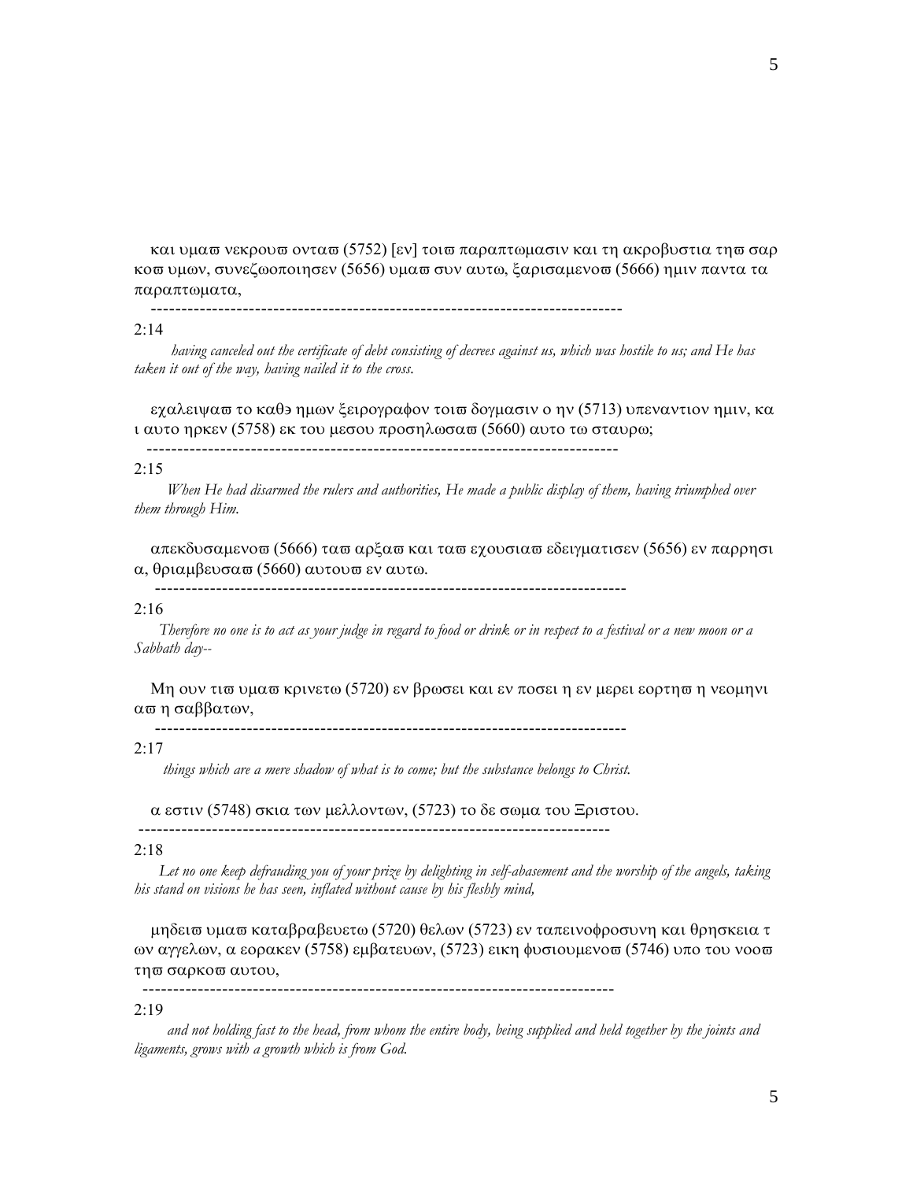και υμαϖ νεκρουϖ ονταϖ (5752) [εν] τοιϖ παραπτωμασιν και τη ακροβυστια τηϖ σαρ κοϖ υμων, συνεζωοποιησεν (5656) υμαϖ συν αυτω, ξαρισαμενοϖ (5666) ημιν παντα τα παραπτωματα,

-----------------------------------------------------------------------------

2:14

*having canceled out the certificate of debt consisting of decrees against us, which was hostile to us; and He has taken it out of the way, having nailed it to the cross.*

εχαλειψαϖ το καθ϶ ημων ξειρογραφον τοιϖ δογμασιν ο ην (5713) υπεναντιον ημιν, κα ι αυτο ηρκεν (5758) εκ του μεσου προσηλωσαϖ (5660) αυτο τω σταυρω;

-----------------------------------------------------------------------------

2:15

*When He had disarmed the rulers and authorities, He made a public display of them, having triumphed over them through Him.*

απεκδυσαμενοϖ (5666) ταϖ αρξαϖ και ταϖ εχουσιαϖ εδειγματισεν (5656) εν παρρησι α, θριαμβευσαϖ (5660) αυτουϖ εν αυτω.

-----------------------------------------------------------------------------

2:16

*Therefore no one is to act as your judge in regard to food or drink or in respect to a festival or a new moon or a Sabbath day--*

Μη ουν τιϖ υμαϖ κρινετω (5720) εν βρωσει και εν ποσει η εν μερει εορτηϖ η νεομηνι αϖ η σαββατων,

-----------------------------------------------------------------------------

2:17

*things which are a mere shadow of what is to come; but the substance belongs to Christ.*

α εστιν (5748) σκια των μελλοντων, (5723) το δε σωμα του Ξριστου.

-----------------------------------------------------------------------------

2:18

*Let no one keep defrauding you of your prize by delighting in self-abasement and the worship of the angels, taking his stand on visions he has seen, inflated without cause by his fleshly mind,*

μηδειϖ υμαϖ καταβραβευετω (5720) θελων (5723) εν ταπεινοφροσυνη και θρησκεια τ ων αγγελων, α εορακεν (5758) εμβατευων, (5723) εικη φυσιουμενοϖ (5746) υπο του νοοϖ τηϖ σαρκοϖ αυτου,

-----------------------------------------------------------------------------

2:19

*and not holding fast to the head, from whom the entire body, being supplied and held together by the joints and ligaments, grows with a growth which is from God.*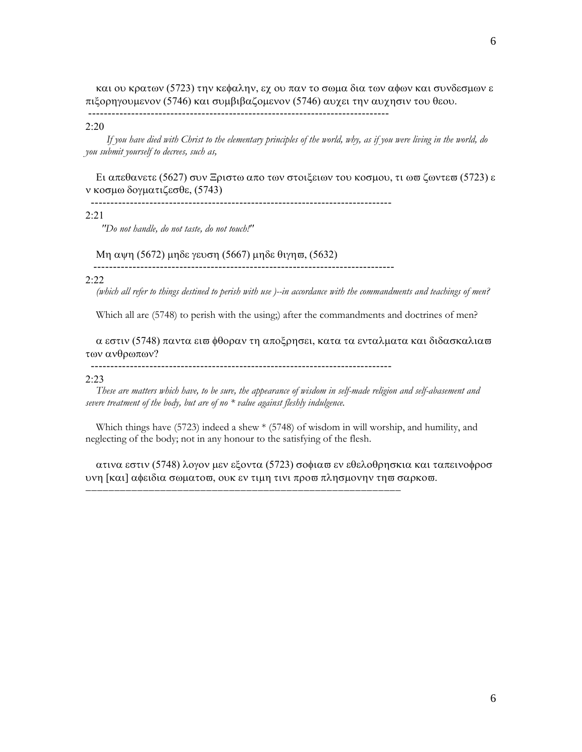και ου κρατων (5723) την κεφαλην, εχ ου παν το σωμα δια των αφων και συνδεσμων ε πιξορηγουμενον (5746) και συμβιβαζομενον (5746) αυχει την αυχησιν του θεου.

---

2:20

*If you have died with Christ to the elementary principles of the world, why, as if you were living in the world, do you submit yourself to decrees, such as,*

Ει απεθανετε (5627) συν Ξριστω απο των στοιξειων του κοσμου, τι ωϖ ζωντεϖ (5723) ε ν κοσμω δογματιζεσθε, (5743)

---

2:21

*"Do not handle, do not taste, do not touch!"*

Μη αψη (5672) μηδε γευση (5667) μηδε θιγηϖ, (5632)

---

2:22

*(which all refer to things destined to perish with use )--in accordance with the commandments and teachings of men?*

Which all are (5748) to perish with the using;) after the commandments and doctrines of men?

α εστιν (5748) παντα ειϖ φθοραν τη αποξρησει, κατα τα ενταλματα και διδασκαλιαϖ των ανθρωπων?

---

2:23

*These are matters which have, to be sure, the appearance of wisdom in self-made religion and self-abasement and severe treatment of the body, but are of no * value against fleshly indulgence.*

Which things have (5723) indeed a shew * (5748) of wisdom in will worship, and humility, and neglecting of the body; not in any honour to the satisfying of the flesh.

ατινα εστιν (5748) λογον μεν εξοντα (5723) σοφιαϖ εν εθελοθρησκια και ταπεινοφροσ υνη [και] αφειδια σωματοϖ, ουκ εν τιμη τινι προϖ πλησμονην τηϖ σαρκοϖ.

---